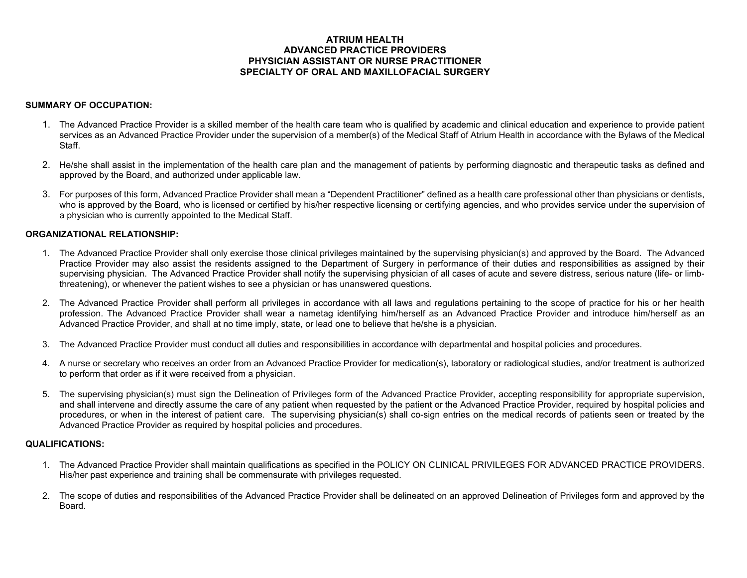# ATRIUM HEALTH
# ADVANCED PRACTICE PROVIDERS
# PHYSICIAN ASSISTANT OR NURSE PRACTITIONER
# SPECIALTY OF ORAL AND MAXILLOFACIAL SURGERY

## SUMMARY OF OCCUPATION:

1. The Advanced Practice Provider is a skilled member of the health care team who is qualified by academic and clinical education and experience to provide patient services as an Advanced Practice Provider under the supervision of a member(s) of the Medical Staff of Atrium Health in accordance with the Bylaws of the Medical Staff.

2. He/she shall assist in the implementation of the health care plan and the management of patients by performing diagnostic and therapeutic tasks as defined and approved by the Board, and authorized under applicable law.

3. For purposes of this form, Advanced Practice Provider shall mean a "Dependent Practitioner" defined as a health care professional other than physicians or dentists, who is approved by the Board, who is licensed or certified by his/her respective licensing or certifying agencies, and who provides service under the supervision of a physician who is currently appointed to the Medical Staff.

## ORGANIZATIONAL RELATIONSHIP:

1. The Advanced Practice Provider shall only exercise those clinical privileges maintained by the supervising physician(s) and approved by the Board. The Advanced Practice Provider may also assist the residents assigned to the Department of Surgery in performance of their duties and responsibilities as assigned by their supervising physician. The Advanced Practice Provider shall notify the supervising physician of all cases of acute and severe distress, serious nature (life- or limb-threatening), or whenever the patient wishes to see a physician or has unanswered questions.

2. The Advanced Practice Provider shall perform all privileges in accordance with all laws and regulations pertaining to the scope of practice for his or her health profession. The Advanced Practice Provider shall wear a nametag identifying him/herself as an Advanced Practice Provider and introduce him/herself as an Advanced Practice Provider, and shall at no time imply, state, or lead one to believe that he/she is a physician.

3. The Advanced Practice Provider must conduct all duties and responsibilities in accordance with departmental and hospital policies and procedures.

4. A nurse or secretary who receives an order from an Advanced Practice Provider for medication(s), laboratory or radiological studies, and/or treatment is authorized to perform that order as if it were received from a physician.

5. The supervising physician(s) must sign the Delineation of Privileges form of the Advanced Practice Provider, accepting responsibility for appropriate supervision, and shall intervene and directly assume the care of any patient when requested by the patient or the Advanced Practice Provider, required by hospital policies and procedures, or when in the interest of patient care. The supervising physician(s) shall co-sign entries on the medical records of patients seen or treated by the Advanced Practice Provider as required by hospital policies and procedures.

## QUALIFICATIONS:

1. The Advanced Practice Provider shall maintain qualifications as specified in the POLICY ON CLINICAL PRIVILEGES FOR ADVANCED PRACTICE PROVIDERS. His/her past experience and training shall be commensurate with privileges requested.

2. The scope of duties and responsibilities of the Advanced Practice Provider shall be delineated on an approved Delineation of Privileges form and approved by the Board.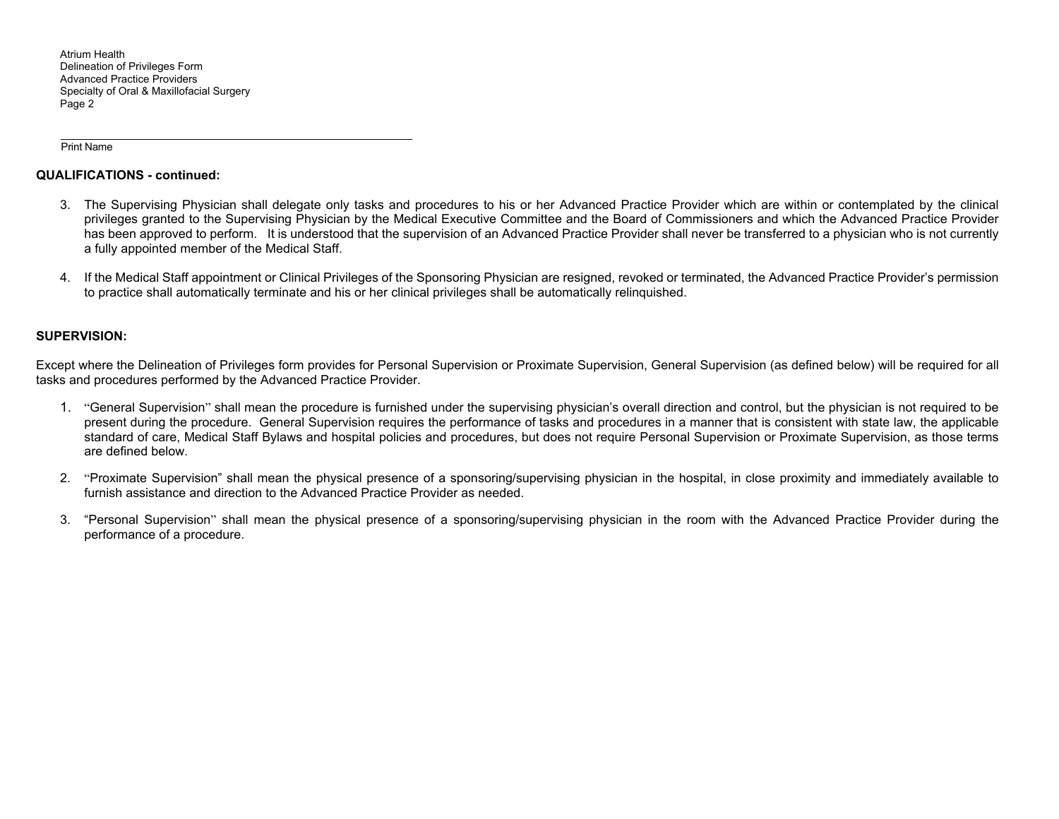\_\_\_\_\_\_\_\_\_\_\_\_\_\_\_\_\_\_\_\_\_\_\_\_\_\_\_\_\_\_\_\_\_\_\_\_\_\_\_\_\_\_\_\_\_\_\_\_\_\_

Print Name

**QUALIFICATIONS - continued:**

3. The Supervising Physician shall delegate only tasks and procedures to his or her Advanced Practice Provider which are within or contemplated by the clinical privileges granted to the Supervising Physician by the Medical Executive Committee and the Board of Commissioners and which the Advanced Practice Provider has been approved to perform. It is understood that the supervision of an Advanced Practice Provider shall never be transferred to a physician who is not currently a fully appointed member of the Medical Staff.

4. If the Medical Staff appointment or Clinical Privileges of the Sponsoring Physician are resigned, revoked or terminated, the Advanced Practice Provider's permission to practice shall automatically terminate and his or her clinical privileges shall be automatically relinquished.

**SUPERVISION:**

Except where the Delineation of Privileges form provides for Personal Supervision or Proximate Supervision, General Supervision (as defined below) will be required for all tasks and procedures performed by the Advanced Practice Provider.

1. "General Supervision" shall mean the procedure is furnished under the supervising physician's overall direction and control, but the physician is not required to be present during the procedure. General Supervision requires the performance of tasks and procedures in a manner that is consistent with state law, the applicable standard of care, Medical Staff Bylaws and hospital policies and procedures, but does not require Personal Supervision or Proximate Supervision, as those terms are defined below.

2. "Proximate Supervision" shall mean the physical presence of a sponsoring/supervising physician in the hospital, in close proximity and immediately available to furnish assistance and direction to the Advanced Practice Provider as needed.

3. "Personal Supervision" shall mean the physical presence of a sponsoring/supervising physician in the room with the Advanced Practice Provider during the performance of a procedure.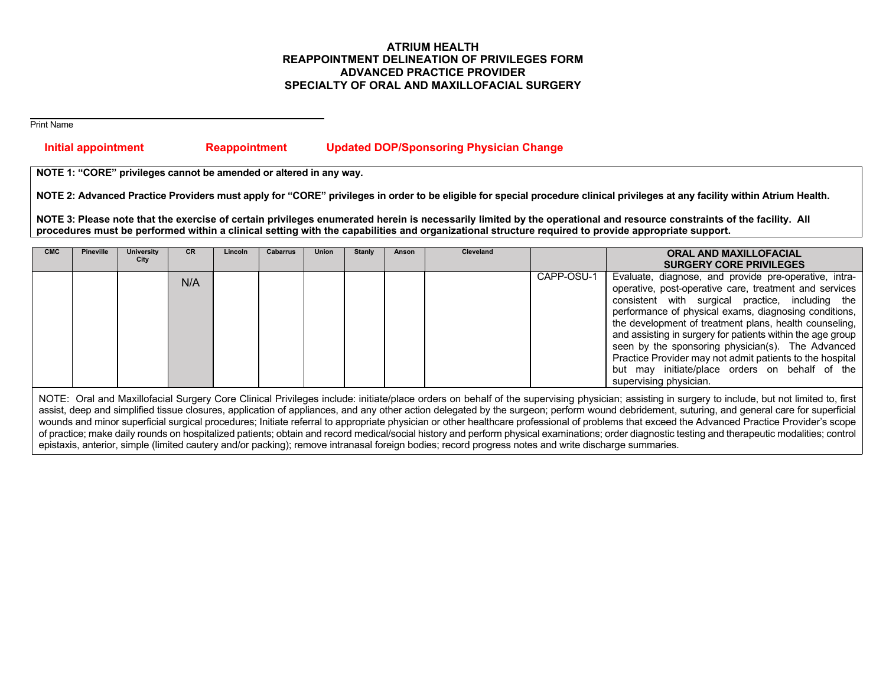**ATRIUM HEALTH**
**REAPPOINTMENT DELINEATION OF PRIVILEGES FORM**
**ADVANCED PRACTICE PROVIDER**
**SPECIALTY OF ORAL AND MAXILLOFACIAL SURGERY**

______________________________________________
Print Name

**Initial appointment** **Reappointment** **Updated DOP/Sponsoring Physician Change**

**NOTE 1: "CORE" privileges cannot be amended or altered in any way.**

**NOTE 2: Advanced Practice Providers must apply for "CORE" privileges in order to be eligible for special procedure clinical privileges at any facility within Atrium Health.**

**NOTE 3: Please note that the exercise of certain privileges enumerated herein is necessarily limited by the operational and resource constraints of the facility. All procedures must be performed within a clinical setting with the capabilities and organizational structure required to provide appropriate support.**

| CMC | Pineville | University City | CR | Lincoln | Cabarrus | Union | Stanly | Anson | Cleveland | | ORAL AND MAXILLOFACIAL SURGERY CORE PRIVILEGES |
|---|---|---|---|---|---|---|---|---|---|---|---|
| | | | N/A | | | | | | | CAPP-OSU-1 | Evaluate, diagnose, and provide pre-operative, intra-operative, post-operative care, treatment and services consistent with surgical practice, including the performance of physical exams, diagnosing conditions, the development of treatment plans, health counseling, and assisting in surgery for patients within the age group seen by the sponsoring physician(s). The Advanced Practice Provider may not admit patients to the hospital but may initiate/place orders on behalf of the supervising physician. |

NOTE: Oral and Maxillofacial Surgery Core Clinical Privileges include: initiate/place orders on behalf of the supervising physician; assisting in surgery to include, but not limited to, first assist, deep and simplified tissue closures, application of appliances, and any other action delegated by the surgeon; perform wound debridement, suturing, and general care for superficial wounds and minor superficial surgical procedures; Initiate referral to appropriate physician or other healthcare professional of problems that exceed the Advanced Practice Provider's scope of practice; make daily rounds on hospitalized patients; obtain and record medical/social history and perform physical examinations; order diagnostic testing and therapeutic modalities; control epistaxis, anterior, simple (limited cautery and/or packing); remove intranasal foreign bodies; record progress notes and write discharge summaries.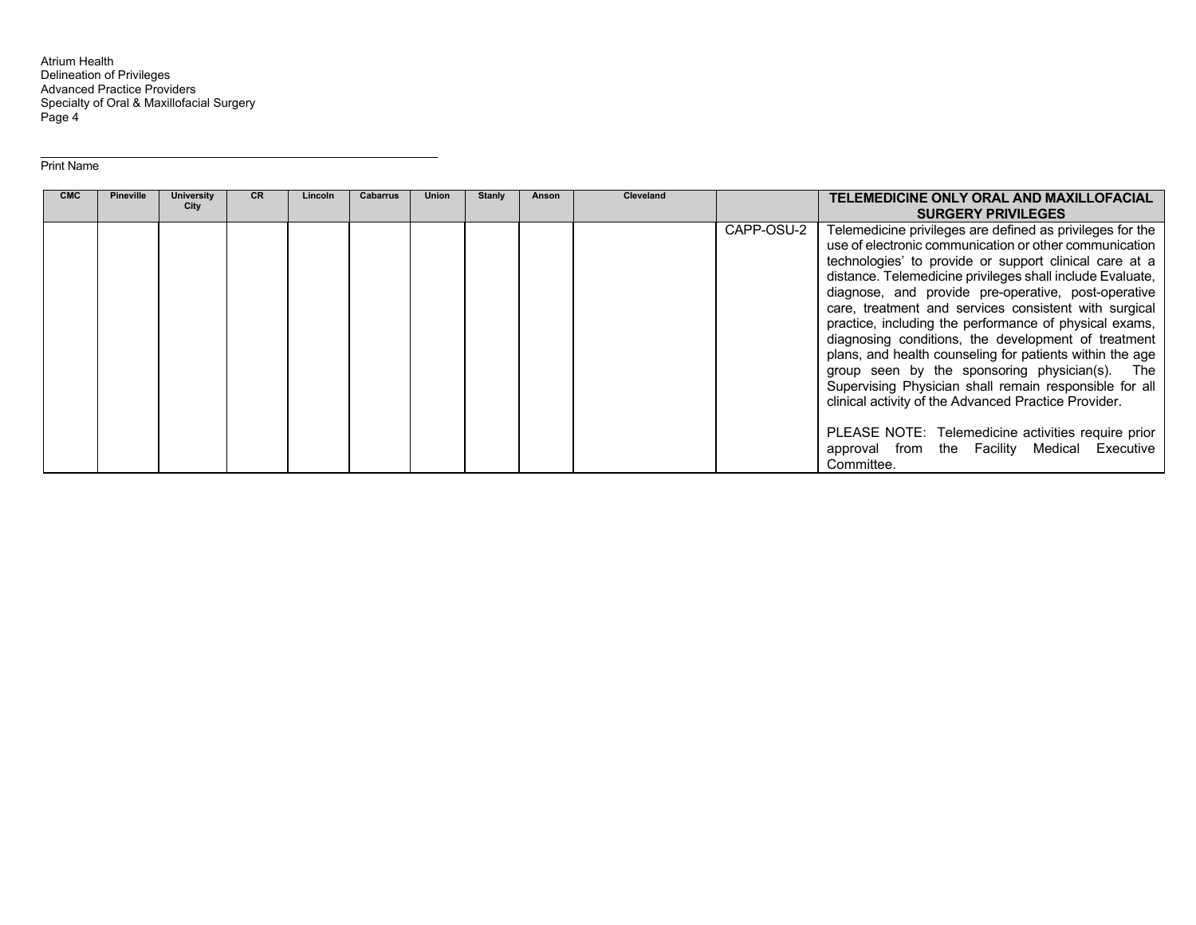Atrium Health
Delineation of Privileges
Advanced Practice Providers
Specialty of Oral & Maxillofacial Surgery

______________________________
Print Name

| CMC | Pineville | University City | CR | Lincoln | Cabarrus | Union | Stanly | Anson | Cleveland | | TELEMEDICINE ONLY ORAL AND MAXILLOFACIAL SURGERY PRIVILEGES |
|---|---|---|---|---|---|---|---|---|---|---|---|
| | | | | | | | | | | CAPP-OSU-2 | Telemedicine privileges are defined as privileges for the use of electronic communication or other communication technologies' to provide or support clinical care at a distance. Telemedicine privileges shall include Evaluate, diagnose, and provide pre-operative, post-operative care, treatment and services consistent with surgical practice, including the performance of physical exams, diagnosing conditions, the development of treatment plans, and health counseling for patients within the age group seen by the sponsoring physician(s). The Supervising Physician shall remain responsible for all clinical activity of the Advanced Practice Provider.<br><br>PLEASE NOTE: Telemedicine activities require prior approval from the Facility Medical Executive Committee. |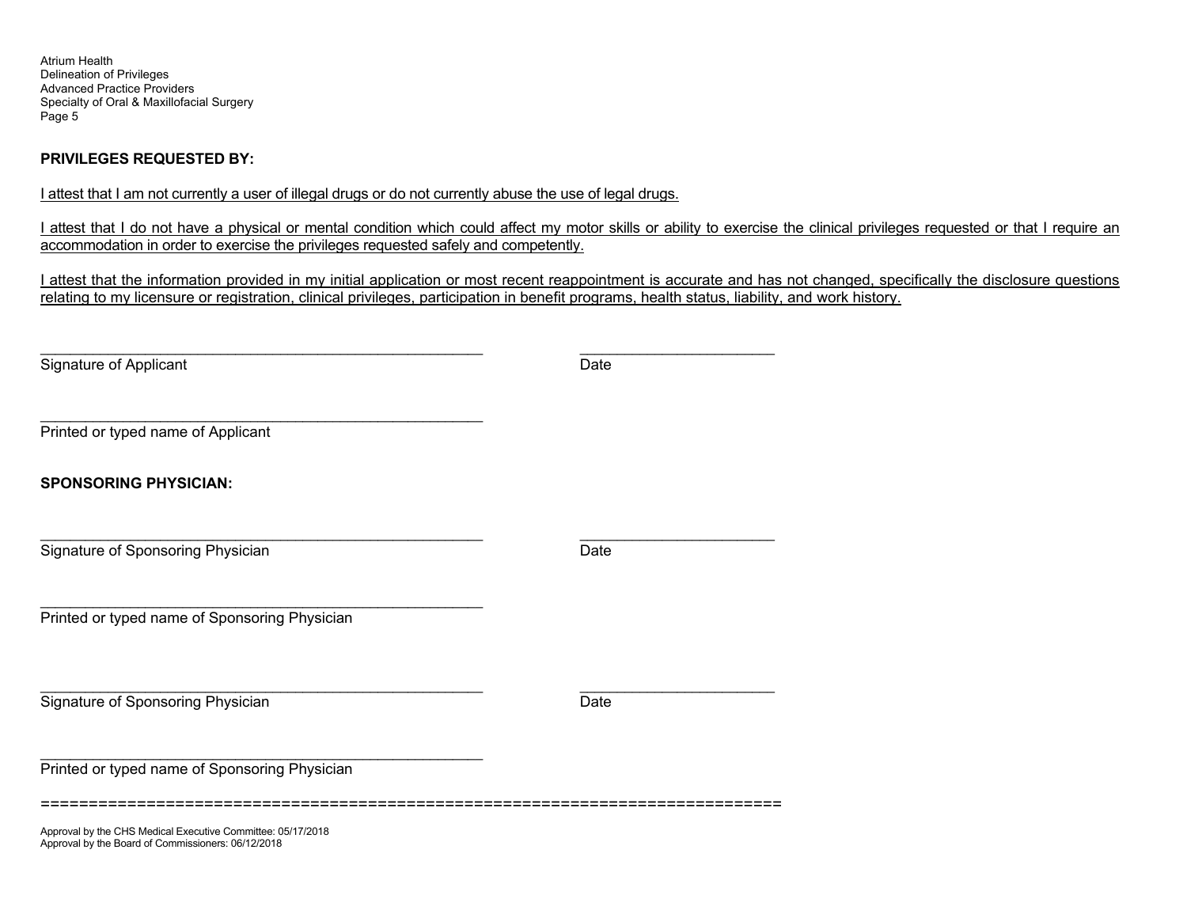**PRIVILEGES REQUESTED BY:**

I attest that I am not currently a user of illegal drugs or do not currently abuse the use of legal drugs.

I attest that I do not have a physical or mental condition which could affect my motor skills or ability to exercise the clinical privileges requested or that I require an accommodation in order to exercise the privileges requested safely and competently.

I attest that the information provided in my initial application or most recent reappointment is accurate and has not changed, specifically the disclosure questions relating to my licensure or registration, clinical privileges, participation in benefit programs, health status, liability, and work history.

_______________________________________________________ _______________________

Signature of Applicant Date

_______________________________________________________

Printed or typed name of Applicant

**SPONSORING PHYSICIAN:**

_______________________________________________________ _______________________

Signature of Sponsoring Physician Date

_______________________________________________________

Printed or typed name of Sponsoring Physician

_______________________________________________________ _______________________

Signature of Sponsoring Physician Date

_______________________________________________________

Printed or typed name of Sponsoring Physician

==========================================================================

Approval by the CHS Medical Executive Committee: 05/17/2018
Approval by the Board of Commissioners: 06/12/2018